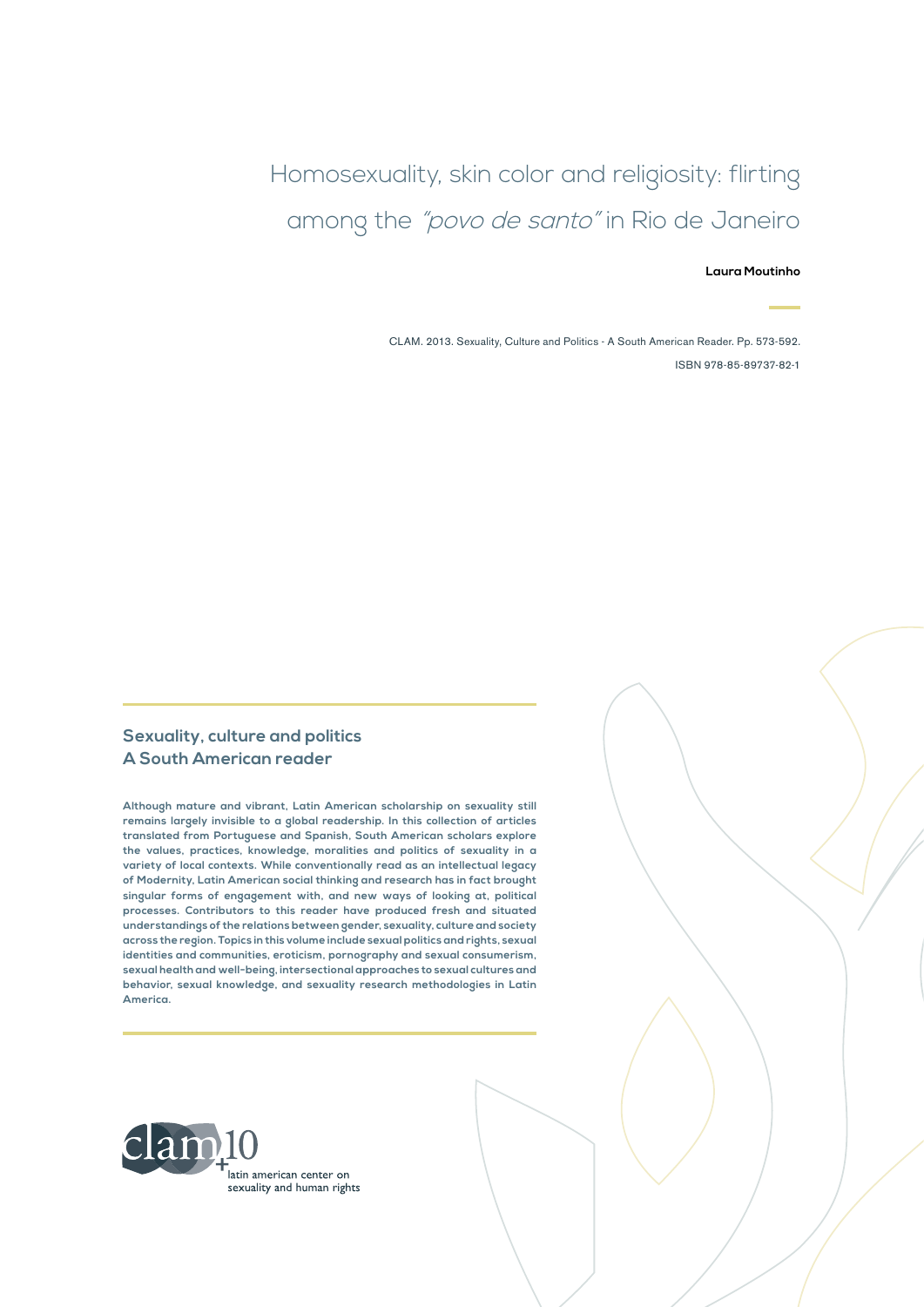# Homosexuality, skin color and religiosity: flirting among the *"povo de santo"* in Rio de Janeiro

**Laura Moutinho**

CLAM. 2013. Sexuality, Culture and Politics - A South American Reader. Pp. 573-592.

ISBN 978-85-89737-82-1

## Sexuality, culture and politics
## A South American reader

**Although mature and vibrant, Latin American scholarship on sexuality still remains largely invisible to a global readership. In this collection of articles translated from Portuguese and Spanish, South American scholars explore the values, practices, knowledge, moralities and politics of sexuality in a variety of local contexts. While conventionally read as an intellectual legacy of Modernity, Latin American social thinking and research has in fact brought singular forms of engagement with, and new ways of looking at, political processes. Contributors to this reader have produced fresh and situated understandings of the relations between gender, sexuality, culture and society across the region. Topics in this volume include sexual politics and rights, sexual identities and communities, eroticism, pornography and sexual consumerism, sexual health and well-being, intersectional approaches to sexual cultures and behavior, sexual knowledge, and sexuality research methodologies in Latin America.**

clam+10

latin american center on sexuality and human rights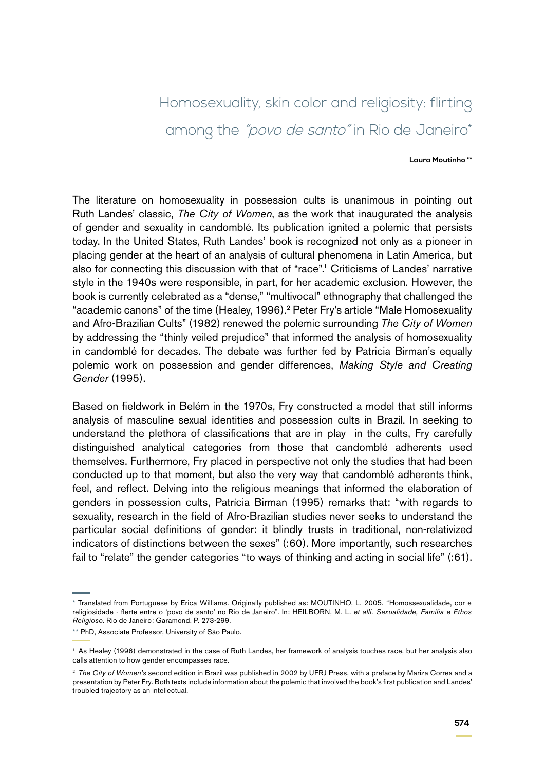# Homosexuality, skin color and religiosity: flirting among the *"povo de santo"* in Rio de Janeiro*

**Laura Moutinho ****

The literature on homosexuality in possession cults is unanimous in pointing out Ruth Landes' classic, *The City of Women*, as the work that inaugurated the analysis of gender and sexuality in candomblé. Its publication ignited a polemic that persists today. In the United States, Ruth Landes' book is recognized not only as a pioneer in placing gender at the heart of an analysis of cultural phenomena in Latin America, but also for connecting this discussion with that of "race".[1] Criticisms of Landes' narrative style in the 1940s were responsible, in part, for her academic exclusion. However, the book is currently celebrated as a "dense," "multivocal" ethnography that challenged the "academic canons" of the time (Healey, 1996).[2] Peter Fry's article "Male Homosexuality and Afro-Brazilian Cults" (1982) renewed the polemic surrounding *The City of Women* by addressing the "thinly veiled prejudice" that informed the analysis of homosexuality in candomblé for decades. The debate was further fed by Patricia Birman's equally polemic work on possession and gender differences, *Making Style and Creating Gender* (1995).

Based on fieldwork in Belém in the 1970s, Fry constructed a model that still informs analysis of masculine sexual identities and possession cults in Brazil. In seeking to understand the plethora of classifications that are in play in the cults, Fry carefully distinguished analytical categories from those that candomblé adherents used themselves. Furthermore, Fry placed in perspective not only the studies that had been conducted up to that moment, but also the very way that candomblé adherents think, feel, and reflect. Delving into the religious meanings that informed the elaboration of genders in possession cults, Patrícia Birman (1995) remarks that: "with regards to sexuality, research in the field of Afro-Brazilian studies never seeks to understand the particular social definitions of gender: it blindly trusts in traditional, non-relativized indicators of distinctions between the sexes" (:60). More importantly, such researches fail to "relate" the gender categories "to ways of thinking and acting in social life" (:61).

---

\* Translated from Portuguese by Erica Williams. Originally published as: MOUTINHO, L. 2005. "Homossexualidade, cor e religiosidade - flerte entre o 'povo de santo' no Rio de Janeiro". In: HEILBORN, M. L. *et alli. Sexualidade, Família e Ethos Religioso*. Rio de Janeiro: Garamond. P. 273-299.

\*\* PhD, Associate Professor, University of São Paulo.

[1] As Healey (1996) demonstrated in the case of Ruth Landes, her framework of analysis touches race, but her analysis also calls attention to how gender encompasses race.

[2] *The City of Women's* second edition in Brazil was published in 2002 by UFRJ Press, with a preface by Mariza Correa and a presentation by Peter Fry. Both texts include information about the polemic that involved the book's first publication and Landes' troubled trajectory as an intellectual.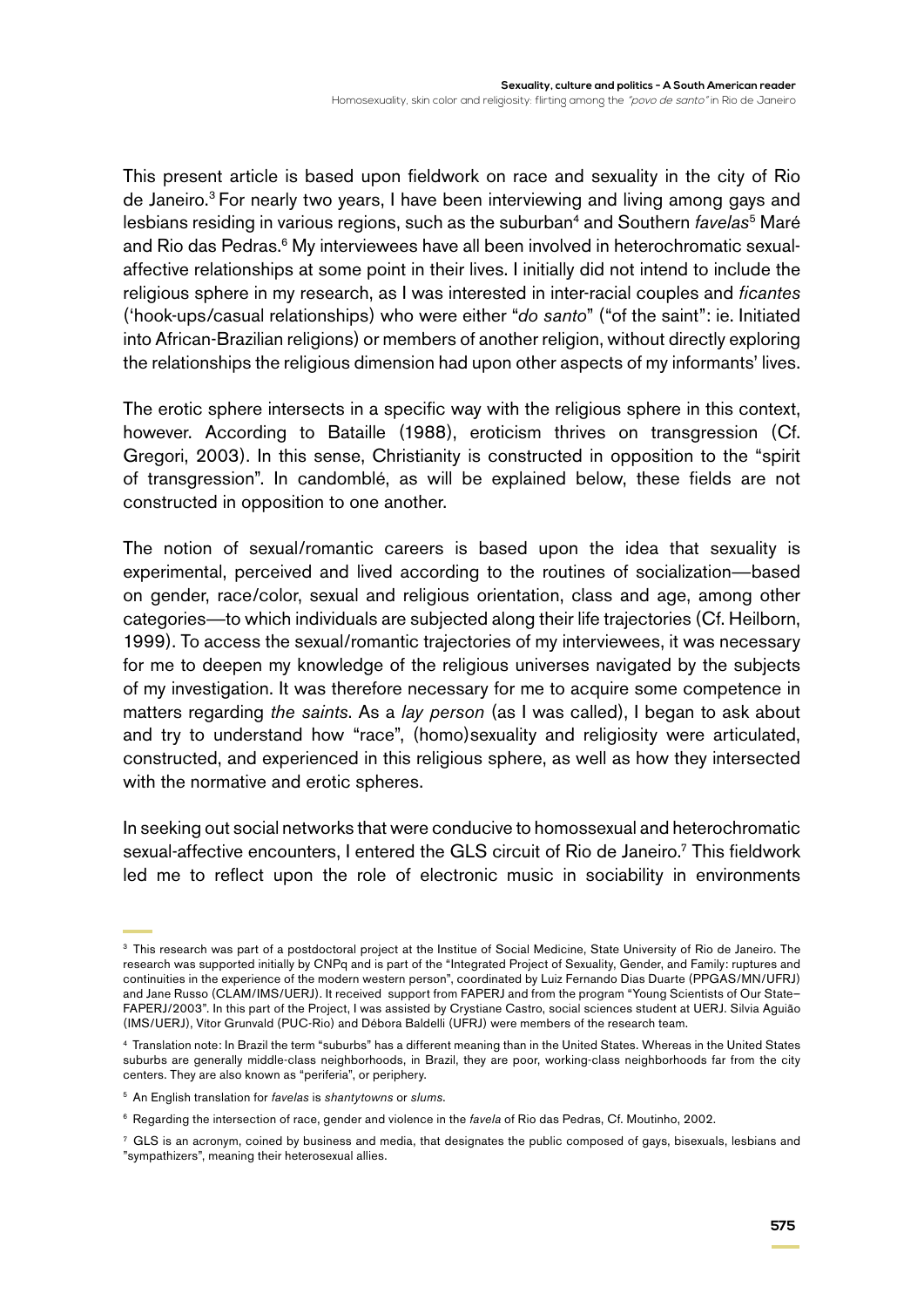This present article is based upon fieldwork on race and sexuality in the city of Rio de Janeiro.[3] For nearly two years, I have been interviewing and living among gays and lesbians residing in various regions, such as the suburban[4] and Southern *favelas*[5] Maré and Rio das Pedras.[6] My interviewees have all been involved in heterochromatic sexual-affective relationships at some point in their lives. I initially did not intend to include the religious sphere in my research, as I was interested in inter-racial couples and *ficantes* ('hook-ups/casual relationships) who were either "*do santo*" ("of the saint": ie. Initiated into African-Brazilian religions) or members of another religion, without directly exploring the relationships the religious dimension had upon other aspects of my informants' lives.

The erotic sphere intersects in a specific way with the religious sphere in this context, however. According to Bataille (1988), eroticism thrives on transgression (Cf. Gregori, 2003). In this sense, Christianity is constructed in opposition to the "spirit of transgression". In candomblé, as will be explained below, these fields are not constructed in opposition to one another.

The notion of sexual/romantic careers is based upon the idea that sexuality is experimental, perceived and lived according to the routines of socialization—based on gender, race/color, sexual and religious orientation, class and age, among other categories—to which individuals are subjected along their life trajectories (Cf. Heilborn, 1999). To access the sexual/romantic trajectories of my interviewees, it was necessary for me to deepen my knowledge of the religious universes navigated by the subjects of my investigation. It was therefore necessary for me to acquire some competence in matters regarding *the saints*. As a *lay person* (as I was called), I began to ask about and try to understand how "race", (homo)sexuality and religiosity were articulated, constructed, and experienced in this religious sphere, as well as how they intersected with the normative and erotic spheres.

In seeking out social networks that were conducive to homossexual and heterochromatic sexual-affective encounters, I entered the GLS circuit of Rio de Janeiro.[7] This fieldwork led me to reflect upon the role of electronic music in sociability in environments

---

[3] This research was part of a postdoctoral project at the Institue of Social Medicine, State University of Rio de Janeiro. The research was supported initially by CNPq and is part of the "Integrated Project of Sexuality, Gender, and Family: ruptures and continuities in the experience of the modern western person", coordinated by Luiz Fernando Dias Duarte (PPGAS/MN/UFRJ) and Jane Russo (CLAM/IMS/UERJ). It received support from FAPERJ and from the program "Young Scientists of Our State– FAPERJ/2003". In this part of the Project, I was assisted by Crystiane Castro, social sciences student at UERJ. Silvia Aguião (IMS/UERJ), Vitor Grunvald (PUC-Rio) and Débora Baldelli (UFRJ) were members of the research team.

[4] Translation note: In Brazil the term "suburbs" has a different meaning than in the United States. Whereas in the United States suburbs are generally middle-class neighborhoods, in Brazil, they are poor, working-class neighborhoods far from the city centers. They are also known as "periferia", or periphery.

[5] An English translation for *favelas* is *shantytowns* or *slums*.

[6] Regarding the intersection of race, gender and violence in the *favela* of Rio das Pedras, Cf. Moutinho, 2002.

[7] GLS is an acronym, coined by business and media, that designates the public composed of gays, bisexuals, lesbians and "sympathizers", meaning their heterosexual allies.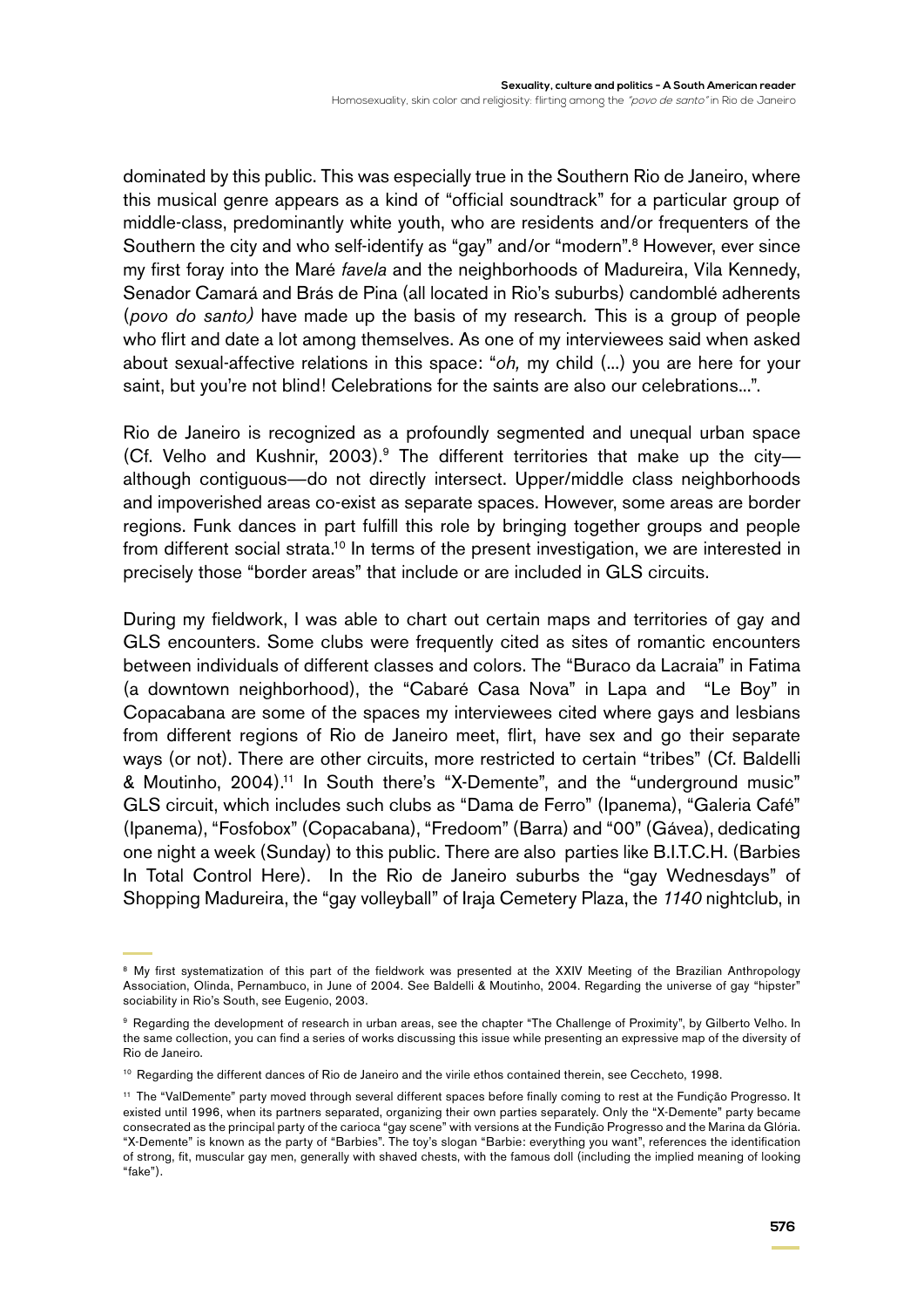dominated by this public. This was especially true in the Southern Rio de Janeiro, where this musical genre appears as a kind of "official soundtrack" for a particular group of middle-class, predominantly white youth, who are residents and/or frequenters of the Southern the city and who self-identify as "gay" and/or "modern".[8] However, ever since my first foray into the Maré *favela* and the neighborhoods of Madureira, Vila Kennedy, Senador Camará and Brás de Pina (all located in Rio's suburbs) candomblé adherents (*povo do santo)* have made up the basis of my research. This is a group of people who flirt and date a lot among themselves. As one of my interviewees said when asked about sexual-affective relations in this space: "*oh,* my child (...) you are here for your saint, but you're not blind! Celebrations for the saints are also our celebrations...".

Rio de Janeiro is recognized as a profoundly segmented and unequal urban space (Cf. Velho and Kushnir, 2003).[9] The different territories that make up the city—although contiguous—do not directly intersect. Upper/middle class neighborhoods and impoverished areas co-exist as separate spaces. However, some areas are border regions. Funk dances in part fulfill this role by bringing together groups and people from different social strata.[10] In terms of the present investigation, we are interested in precisely those "border areas" that include or are included in GLS circuits.

During my fieldwork, I was able to chart out certain maps and territories of gay and GLS encounters. Some clubs were frequently cited as sites of romantic encounters between individuals of different classes and colors. The "Buraco da Lacraia" in Fatima (a downtown neighborhood), the "Cabaré Casa Nova" in Lapa and "Le Boy" in Copacabana are some of the spaces my interviewees cited where gays and lesbians from different regions of Rio de Janeiro meet, flirt, have sex and go their separate ways (or not). There are other circuits, more restricted to certain "tribes" (Cf. Baldelli & Moutinho, 2004).[11] In South there's "X-Demente", and the "underground music" GLS circuit, which includes such clubs as "Dama de Ferro" (Ipanema), "Galeria Café" (Ipanema), "Fosfobox" (Copacabana), "Fredoom" (Barra) and "00" (Gávea), dedicating one night a week (Sunday) to this public. There are also parties like B.I.T.C.H. (Barbies In Total Control Here). In the Rio de Janeiro suburbs the "gay Wednesdays" of Shopping Madureira, the "gay volleyball" of Iraja Cemetery Plaza, the *1140* nightclub, in

---

[8] My first systematization of this part of the fieldwork was presented at the XXIV Meeting of the Brazilian Anthropology Association, Olinda, Pernambuco, in June of 2004. See Baldelli & Moutinho, 2004. Regarding the universe of gay "hipster" sociability in Rio's South, see Eugenio, 2003.

[9] Regarding the development of research in urban areas, see the chapter "The Challenge of Proximity", by Gilberto Velho. In the same collection, you can find a series of works discussing this issue while presenting an expressive map of the diversity of Rio de Janeiro.

[10] Regarding the different dances of Rio de Janeiro and the virile ethos contained therein, see Ceccheto, 1998.

[11] The "ValDemente" party moved through several different spaces before finally coming to rest at the Fundição Progresso. It existed until 1996, when its partners separated, organizing their own parties separately. Only the "X-Demente" party became consecrated as the principal party of the carioca "gay scene" with versions at the Fundição Progresso and the Marina da Glória. "X-Demente" is known as the party of "Barbies". The toy's slogan "Barbie: everything you want", references the identification of strong, fit, muscular gay men, generally with shaved chests, with the famous doll (including the implied meaning of looking "fake").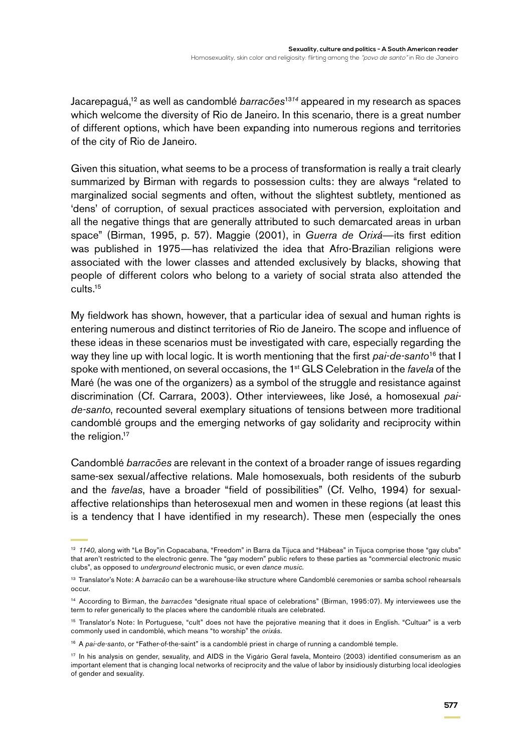Jacarepaguá,[12] as well as candomblé *barracões*[13][14] appeared in my research as spaces which welcome the diversity of Rio de Janeiro. In this scenario, there is a great number of different options, which have been expanding into numerous regions and territories of the city of Rio de Janeiro.

Given this situation, what seems to be a process of transformation is really a trait clearly summarized by Birman with regards to possession cults: they are always "related to marginalized social segments and often, without the slightest subtlety, mentioned as 'dens' of corruption, of sexual practices associated with perversion, exploitation and all the negative things that are generally attributed to such demarcated areas in urban space" (Birman, 1995, p. 57). Maggie (2001), in *Guerra de Orixá*—its first edition was published in 1975—has relativized the idea that Afro-Brazilian religions were associated with the lower classes and attended exclusively by blacks, showing that people of different colors who belong to a variety of social strata also attended the cults.[15]

My fieldwork has shown, however, that a particular idea of sexual and human rights is entering numerous and distinct territories of Rio de Janeiro. The scope and influence of these ideas in these scenarios must be investigated with care, especially regarding the way they line up with local logic. It is worth mentioning that the first *pai-de-santo*[16] that I spoke with mentioned, on several occasions, the 1st GLS Celebration in the *favela* of the Maré (he was one of the organizers) as a symbol of the struggle and resistance against discrimination (Cf. Carrara, 2003). Other interviewees, like José, a homosexual *pai-de-santo*, recounted several exemplary situations of tensions between more traditional candomblé groups and the emerging networks of gay solidarity and reciprocity within the religion.[17]

Candomblé *barracões* are relevant in the context of a broader range of issues regarding same-sex sexual/affective relations. Male homosexuals, both residents of the suburb and the *favelas*, have a broader "field of possibilities" (Cf. Velho, 1994) for sexual-affective relationships than heterosexual men and women in these regions (at least this is a tendency that I have identified in my research). These men (especially the ones

---

[12] *1140*, along with "Le Boy"in Copacabana, "Freedom" in Barra da Tijuca and "Hábeas" in Tijuca comprise those "gay clubs" that aren't restricted to the electronic genre. The "gay modern" public refers to these parties as "commercial electronic music clubs", as opposed to *underground* electronic music, or even *dance music*.

[13] Translator's Note: A *barracão* can be a warehouse-like structure where Candomblé ceremonies or samba school rehearsals occur.

[14] According to Birman, the *barracões* "designate ritual space of celebrations" (Birman, 1995:07). My interviewees use the term to refer generically to the places where the candomblé rituals are celebrated.

[15] Translator's Note: In Portuguese, "cult" does not have the pejorative meaning that it does in English. "Cultuar" is a verb commonly used in candomblé, which means "to worship" the *orixás*.

[16] A *pai-de-santo*, or "Father-of-the-saint" is a candomblé priest in charge of running a candomblé temple.

[17] In his analysis on gender, sexuality, and AIDS in the Vigário Geral favela, Monteiro (2003) identified consumerism as an important element that is changing local networks of reciprocity and the value of labor by insidiously disturbing local ideologies of gender and sexuality.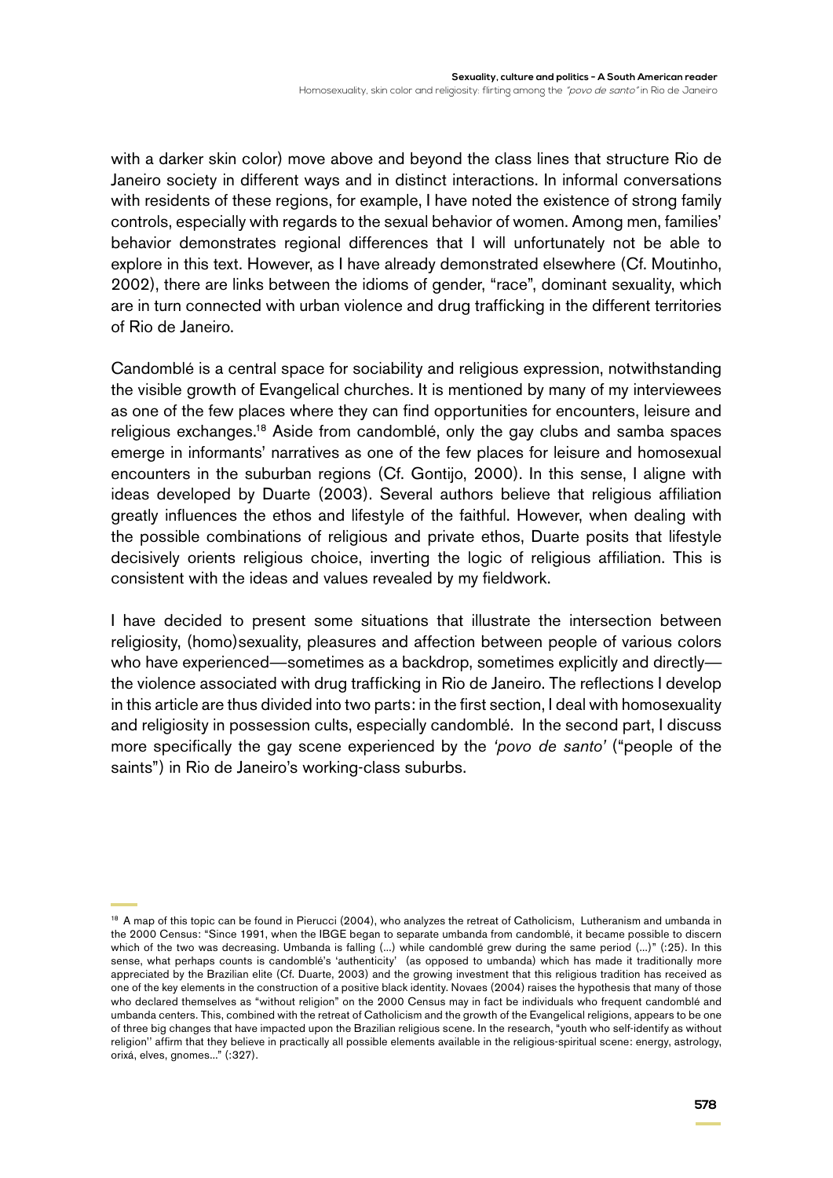with a darker skin color) move above and beyond the class lines that structure Rio de Janeiro society in different ways and in distinct interactions. In informal conversations with residents of these regions, for example, I have noted the existence of strong family controls, especially with regards to the sexual behavior of women. Among men, families' behavior demonstrates regional differences that I will unfortunately not be able to explore in this text. However, as I have already demonstrated elsewhere (Cf. Moutinho, 2002), there are links between the idioms of gender, "race", dominant sexuality, which are in turn connected with urban violence and drug trafficking in the different territories of Rio de Janeiro.

Candomblé is a central space for sociability and religious expression, notwithstanding the visible growth of Evangelical churches. It is mentioned by many of my interviewees as one of the few places where they can find opportunities for encounters, leisure and religious exchanges.[18] Aside from candomblé, only the gay clubs and samba spaces emerge in informants' narratives as one of the few places for leisure and homosexual encounters in the suburban regions (Cf. Gontijo, 2000). In this sense, I aligne with ideas developed by Duarte (2003). Several authors believe that religious affiliation greatly influences the ethos and lifestyle of the faithful. However, when dealing with the possible combinations of religious and private ethos, Duarte posits that lifestyle decisively orients religious choice, inverting the logic of religious affiliation. This is consistent with the ideas and values revealed by my fieldwork.

I have decided to present some situations that illustrate the intersection between religiosity, (homo)sexuality, pleasures and affection between people of various colors who have experienced—sometimes as a backdrop, sometimes explicitly and directly—the violence associated with drug trafficking in Rio de Janeiro. The reflections I develop in this article are thus divided into two parts: in the first section, I deal with homosexuality and religiosity in possession cults, especially candomblé. In the second part, I discuss more specifically the gay scene experienced by the *'povo de santo'* ("people of the saints") in Rio de Janeiro's working-class suburbs.

---

[18] A map of this topic can be found in Pierucci (2004), who analyzes the retreat of Catholicism, Lutheranism and umbanda in the 2000 Census: "Since 1991, when the IBGE began to separate umbanda from candomblé, it became possible to discern which of the two was decreasing. Umbanda is falling (...) while candomblé grew during the same period (...)" (:25). In this sense, what perhaps counts is candomblé's 'authenticity' (as opposed to umbanda) which has made it traditionally more appreciated by the Brazilian elite (Cf. Duarte, 2003) and the growing investment that this religious tradition has received as one of the key elements in the construction of a positive black identity. Novaes (2004) raises the hypothesis that many of those who declared themselves as "without religion" on the 2000 Census may in fact be individuals who frequent candomblé and umbanda centers. This, combined with the retreat of Catholicism and the growth of the Evangelical religions, appears to be one of three big changes that have impacted upon the Brazilian religious scene. In the research, "youth who self-identify as without religion'' affirm that they believe in practically all possible elements available in the religious-spiritual scene: energy, astrology, orixá, elves, gnomes..." (:327).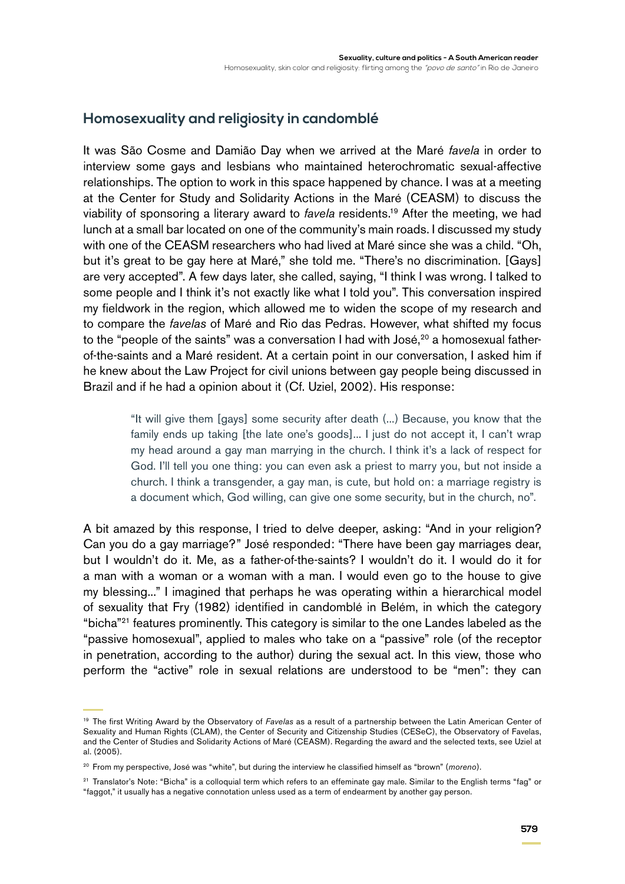## Homosexuality and religiosity in candomblé

It was São Cosme and Damião Day when we arrived at the Maré *favela* in order to interview some gays and lesbians who maintained heterochromatic sexual-affective relationships. The option to work in this space happened by chance. I was at a meeting at the Center for Study and Solidarity Actions in the Maré (CEASM) to discuss the viability of sponsoring a literary award to *favela* residents.[19] After the meeting, we had lunch at a small bar located on one of the community's main roads. I discussed my study with one of the CEASM researchers who had lived at Maré since she was a child. "Oh, but it's great to be gay here at Maré," she told me. "There's no discrimination. [Gays] are very accepted". A few days later, she called, saying, "I think I was wrong. I talked to some people and I think it's not exactly like what I told you". This conversation inspired my fieldwork in the region, which allowed me to widen the scope of my research and to compare the *favelas* of Maré and Rio das Pedras. However, what shifted my focus to the "people of the saints" was a conversation I had with José,[20] a homosexual father-of-the-saints and a Maré resident. At a certain point in our conversation, I asked him if he knew about the Law Project for civil unions between gay people being discussed in Brazil and if he had a opinion about it (Cf. Uziel, 2002). His response:

> "It will give them [gays] some security after death (...) Because, you know that the family ends up taking [the late one's goods]... I just do not accept it, I can't wrap my head around a gay man marrying in the church. I think it's a lack of respect for God. I'll tell you one thing: you can even ask a priest to marry you, but not inside a church. I think a transgender, a gay man, is cute, but hold on: a marriage registry is a document which, God willing, can give one some security, but in the church, no".

A bit amazed by this response, I tried to delve deeper, asking: "And in your religion? Can you do a gay marriage?" José responded: "There have been gay marriages dear, but I wouldn't do it. Me, as a father-of-the-saints? I wouldn't do it. I would do it for a man with a woman or a woman with a man. I would even go to the house to give my blessing..." I imagined that perhaps he was operating within a hierarchical model of sexuality that Fry (1982) identified in candomblé in Belém, in which the category "bicha"[21] features prominently. This category is similar to the one Landes labeled as the "passive homosexual", applied to males who take on a "passive" role (of the receptor in penetration, according to the author) during the sexual act. In this view, those who perform the "active" role in sexual relations are understood to be "men": they can

---

[19] The first Writing Award by the Observatory of *Favelas* as a result of a partnership between the Latin American Center of Sexuality and Human Rights (CLAM), the Center of Security and Citizenship Studies (CESeC), the Observatory of Favelas, and the Center of Studies and Solidarity Actions of Maré (CEASM). Regarding the award and the selected texts, see Uziel at al. (2005).

[20] From my perspective, José was "white", but during the interview he classified himself as "brown" (*moreno*).

[21] Translator's Note: "Bicha" is a colloquial term which refers to an effeminate gay male. Similar to the English terms "fag" or "faggot," it usually has a negative connotation unless used as a term of endearment by another gay person.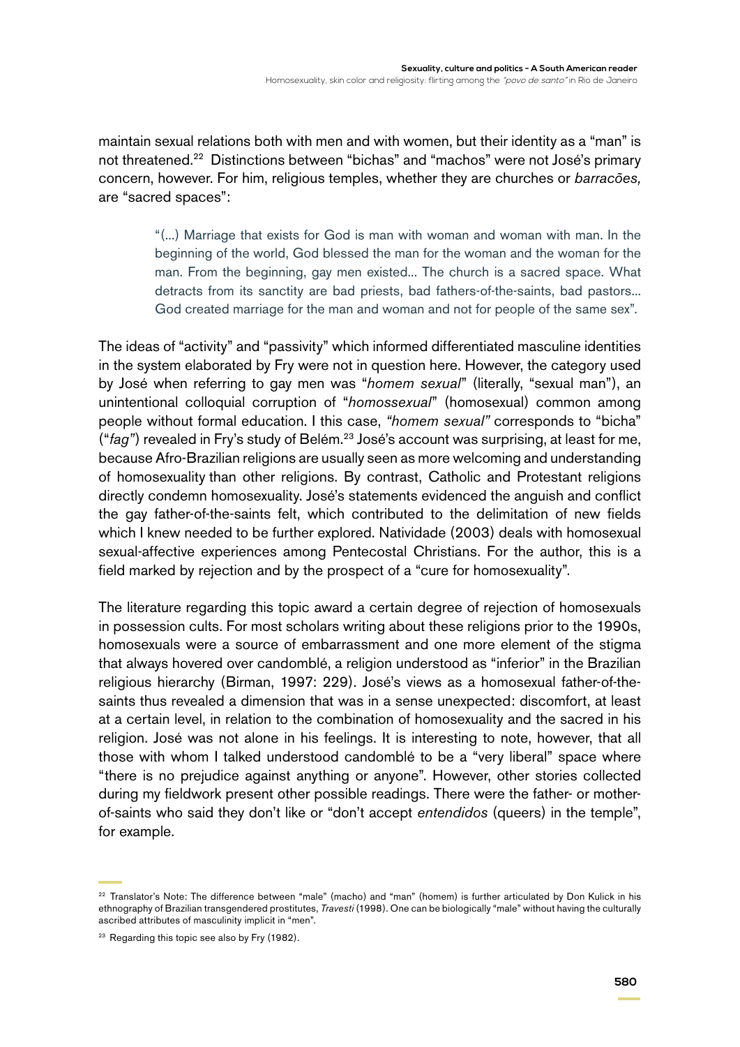maintain sexual relations both with men and with women, but their identity as a "man" is not threatened.[22] Distinctions between "bichas" and "machos" were not José's primary concern, however. For him, religious temples, whether they are churches or *barracões,* are "sacred spaces":

> "(...) Marriage that exists for God is man with woman and woman with man. In the beginning of the world, God blessed the man for the woman and the woman for the man. From the beginning, gay men existed... The church is a sacred space. What detracts from its sanctity are bad priests, bad fathers-of-the-saints, bad pastors... God created marriage for the man and woman and not for people of the same sex".

The ideas of "activity" and "passivity" which informed differentiated masculine identities in the system elaborated by Fry were not in question here. However, the category used by José when referring to gay men was "*homem sexual*" (literally, "sexual man"), an unintentional colloquial corruption of "*homossexual*" (homosexual) common among people without formal education. I this case, *"homem sexual"* corresponds to "bicha" ("*fag"*) revealed in Fry's study of Belém.[23] José's account was surprising, at least for me, because Afro-Brazilian religions are usually seen as more welcoming and understanding of homosexuality than other religions. By contrast, Catholic and Protestant religions directly condemn homosexuality. José's statements evidenced the anguish and conflict the gay father-of-the-saints felt, which contributed to the delimitation of new fields which I knew needed to be further explored. Natividade (2003) deals with homosexual sexual-affective experiences among Pentecostal Christians. For the author, this is a field marked by rejection and by the prospect of a "cure for homosexuality".

The literature regarding this topic award a certain degree of rejection of homosexuals in possession cults. For most scholars writing about these religions prior to the 1990s, homosexuals were a source of embarrassment and one more element of the stigma that always hovered over candomblé, a religion understood as "inferior" in the Brazilian religious hierarchy (Birman, 1997: 229). José's views as a homosexual father-of-the-saints thus revealed a dimension that was in a sense unexpected: discomfort, at least at a certain level, in relation to the combination of homosexuality and the sacred in his religion. José was not alone in his feelings. It is interesting to note, however, that all those with whom I talked understood candomblé to be a "very liberal" space where "there is no prejudice against anything or anyone". However, other stories collected during my fieldwork present other possible readings. There were the father- or mother-of-saints who said they don't like or "don't accept *entendidos* (queers) in the temple", for example.

---

[22] Translator's Note: The difference between "male" (macho) and "man" (homem) is further articulated by Don Kulick in his ethnography of Brazilian transgendered prostitutes, *Travesti* (1998). One can be biologically "male" without having the culturally ascribed attributes of masculinity implicit in "men".

[23] Regarding this topic see also by Fry (1982).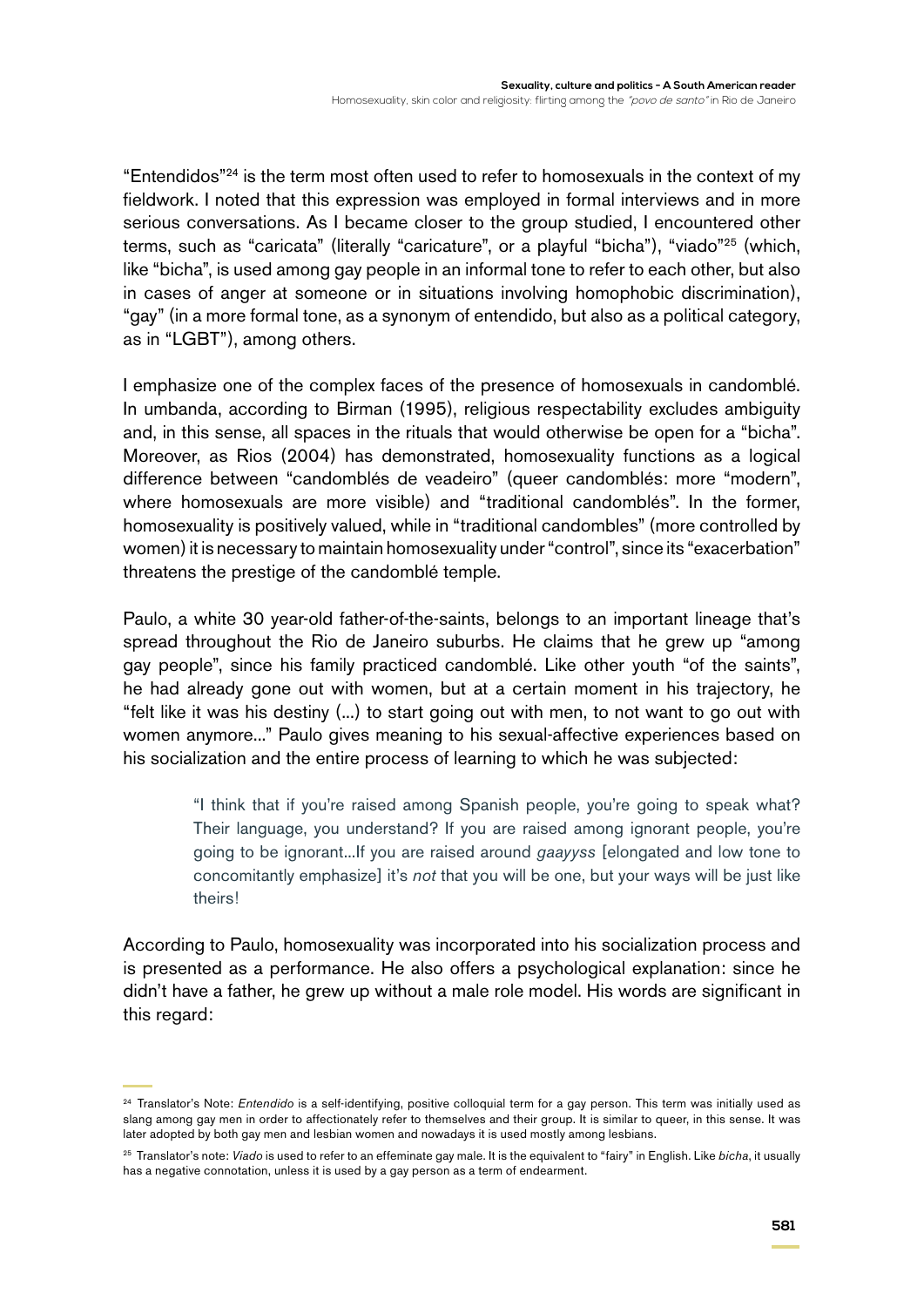"Entendidos"[24] is the term most often used to refer to homosexuals in the context of my fieldwork. I noted that this expression was employed in formal interviews and in more serious conversations. As I became closer to the group studied, I encountered other terms, such as "caricata" (literally "caricature", or a playful "bicha"), "viado"[25] (which, like "bicha", is used among gay people in an informal tone to refer to each other, but also in cases of anger at someone or in situations involving homophobic discrimination), "gay" (in a more formal tone, as a synonym of entendido, but also as a political category, as in "LGBT"), among others.

I emphasize one of the complex faces of the presence of homosexuals in candomblé. In umbanda, according to Birman (1995), religious respectability excludes ambiguity and, in this sense, all spaces in the rituals that would otherwise be open for a "bicha". Moreover, as Rios (2004) has demonstrated, homosexuality functions as a logical difference between "candomblés de veadeiro" (queer candomblés: more "modern", where homosexuals are more visible) and "traditional candomblés". In the former, homosexuality is positively valued, while in "traditional candombles" (more controlled by women) it is necessary to maintain homosexuality under "control", since its "exacerbation" threatens the prestige of the candomblé temple.

Paulo, a white 30 year-old father-of-the-saints, belongs to an important lineage that's spread throughout the Rio de Janeiro suburbs. He claims that he grew up "among gay people", since his family practiced candomblé. Like other youth "of the saints", he had already gone out with women, but at a certain moment in his trajectory, he "felt like it was his destiny (...) to start going out with men, to not want to go out with women anymore..." Paulo gives meaning to his sexual-affective experiences based on his socialization and the entire process of learning to which he was subjected:

> "I think that if you're raised among Spanish people, you're going to speak what? Their language, you understand? If you are raised among ignorant people, you're going to be ignorant...If you are raised around *gaayyss* [elongated and low tone to concomitantly emphasize] it's *not* that you will be one, but your ways will be just like theirs!

According to Paulo, homosexuality was incorporated into his socialization process and is presented as a performance. He also offers a psychological explanation: since he didn't have a father, he grew up without a male role model. His words are significant in this regard:

---

[24] Translator's Note: *Entendido* is a self-identifying, positive colloquial term for a gay person. This term was initially used as slang among gay men in order to affectionately refer to themselves and their group. It is similar to queer, in this sense. It was later adopted by both gay men and lesbian women and nowadays it is used mostly among lesbians.

[25] Translator's note: *Viado* is used to refer to an effeminate gay male. It is the equivalent to "fairy" in English. Like *bicha*, it usually has a negative connotation, unless it is used by a gay person as a term of endearment.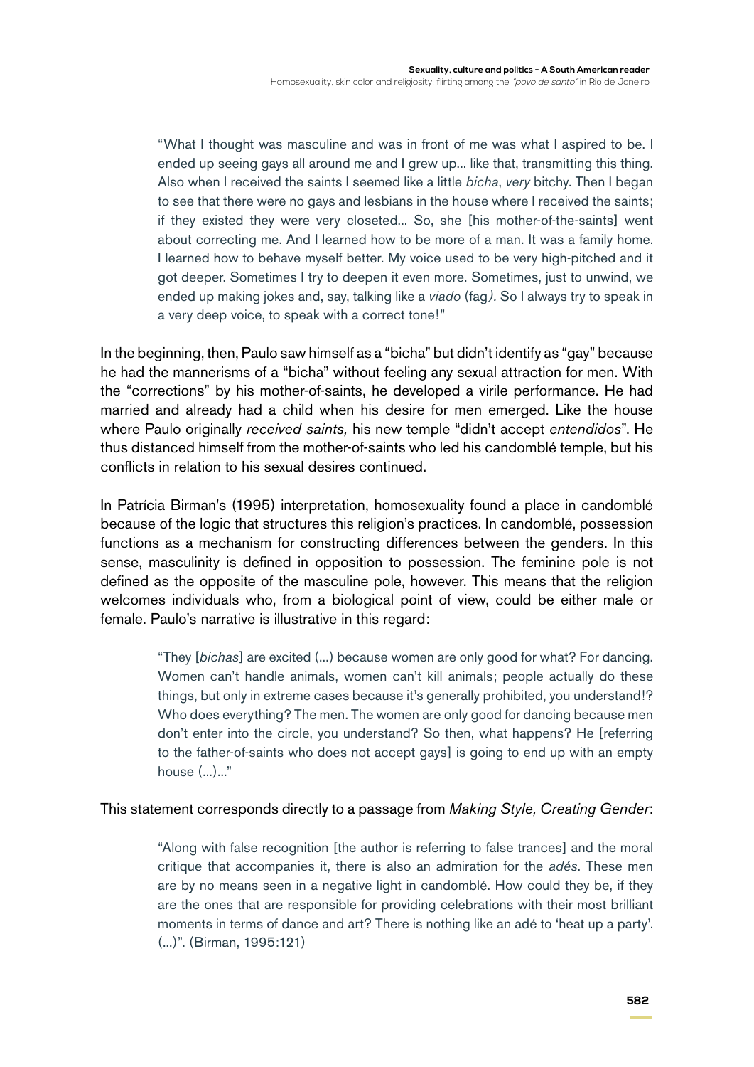> "What I thought was masculine and was in front of me was what I aspired to be. I ended up seeing gays all around me and I grew up... like that, transmitting this thing. Also when I received the saints I seemed like a little *bicha*, *very* bitchy. Then I began to see that there were no gays and lesbians in the house where I received the saints; if they existed they were very closeted... So, she [his mother-of-the-saints] went about correcting me. And I learned how to be more of a man. It was a family home. I learned how to behave myself better. My voice used to be very high-pitched and it got deeper. Sometimes I try to deepen it even more. Sometimes, just to unwind, we ended up making jokes and, say, talking like a *viado* (fag*)*. So I always try to speak in a very deep voice, to speak with a correct tone!"

In the beginning, then, Paulo saw himself as a "bicha" but didn't identify as "gay" because he had the mannerisms of a "bicha" without feeling any sexual attraction for men. With the "corrections" by his mother-of-saints, he developed a virile performance. He had married and already had a child when his desire for men emerged. Like the house where Paulo originally *received saints,* his new temple "didn't accept *entendidos*". He thus distanced himself from the mother-of-saints who led his candomblé temple, but his conflicts in relation to his sexual desires continued.

In Patrícia Birman's (1995) interpretation, homosexuality found a place in candomblé because of the logic that structures this religion's practices. In candomblé, possession functions as a mechanism for constructing differences between the genders. In this sense, masculinity is defined in opposition to possession. The feminine pole is not defined as the opposite of the masculine pole, however. This means that the religion welcomes individuals who, from a biological point of view, could be either male or female. Paulo's narrative is illustrative in this regard:

> "They [*bichas*] are excited (...) because women are only good for what? For dancing. Women can't handle animals, women can't kill animals; people actually do these things, but only in extreme cases because it's generally prohibited, you understand!? Who does everything? The men. The women are only good for dancing because men don't enter into the circle, you understand? So then, what happens? He [referring to the father-of-saints who does not accept gays] is going to end up with an empty house (...)..."

This statement corresponds directly to a passage from *Making Style, Creating Gender*:

> "Along with false recognition [the author is referring to false trances] and the moral critique that accompanies it, there is also an admiration for the *adés*. These men are by no means seen in a negative light in candomblé. How could they be, if they are the ones that are responsible for providing celebrations with their most brilliant moments in terms of dance and art? There is nothing like an adé to 'heat up a party'. (...)". (Birman, 1995:121)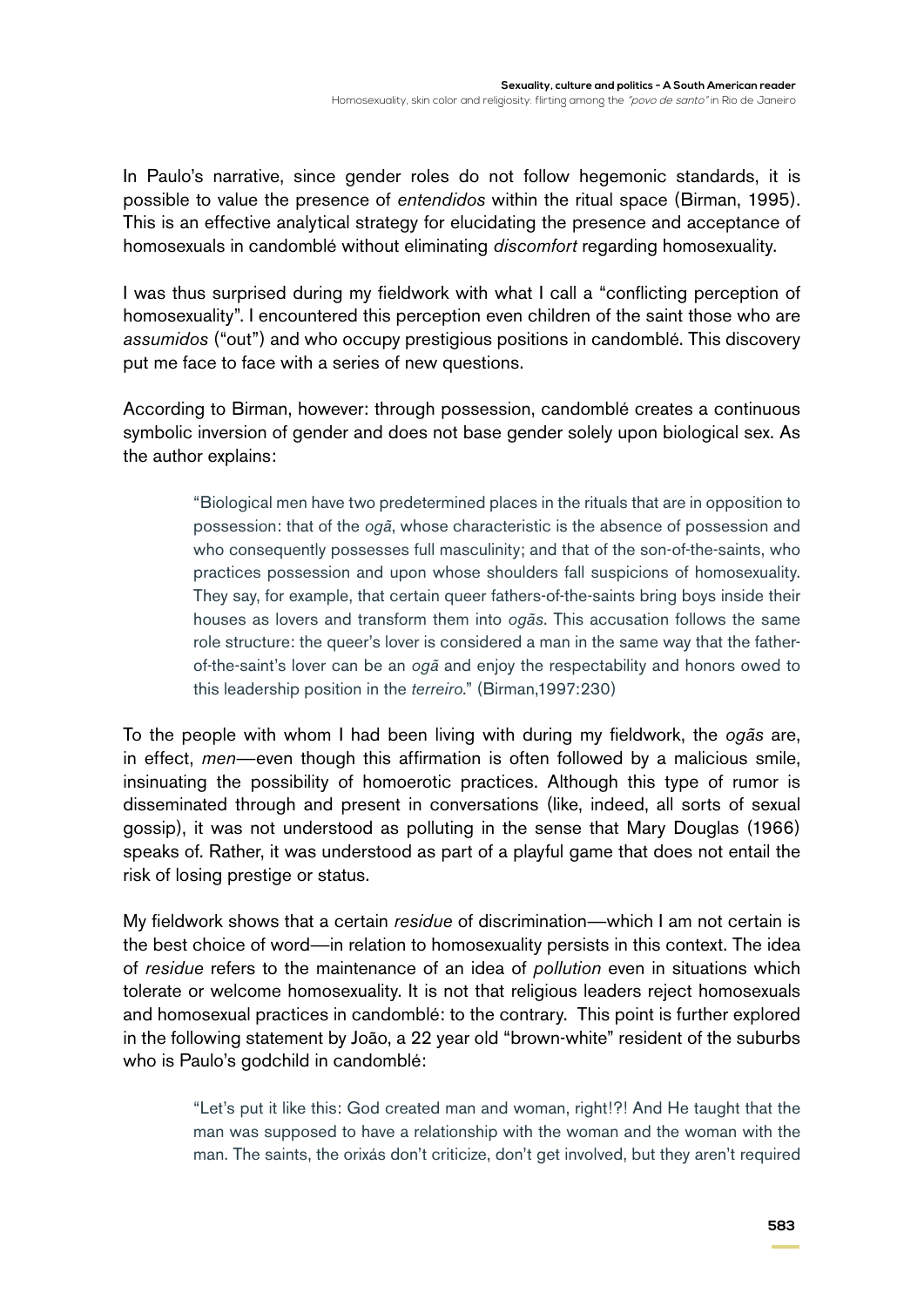In Paulo's narrative, since gender roles do not follow hegemonic standards, it is possible to value the presence of *entendidos* within the ritual space (Birman, 1995). This is an effective analytical strategy for elucidating the presence and acceptance of homosexuals in candomblé without eliminating *discomfort* regarding homosexuality.

I was thus surprised during my fieldwork with what I call a "conflicting perception of homosexuality". I encountered this perception even children of the saint those who are *assumidos* ("out") and who occupy prestigious positions in candomblé. This discovery put me face to face with a series of new questions.

According to Birman, however: through possession, candomblé creates a continuous symbolic inversion of gender and does not base gender solely upon biological sex. As the author explains:

> "Biological men have two predetermined places in the rituals that are in opposition to possession: that of the *ogã*, whose characteristic is the absence of possession and who consequently possesses full masculinity; and that of the son-of-the-saints, who practices possession and upon whose shoulders fall suspicions of homosexuality. They say, for example, that certain queer fathers-of-the-saints bring boys inside their houses as lovers and transform them into *ogãs*. This accusation follows the same role structure: the queer's lover is considered a man in the same way that the father-of-the-saint's lover can be an *ogã* and enjoy the respectability and honors owed to this leadership position in the *terreiro*." (Birman,1997:230)

To the people with whom I had been living with during my fieldwork, the *ogãs* are, in effect, *men*—even though this affirmation is often followed by a malicious smile, insinuating the possibility of homoerotic practices. Although this type of rumor is disseminated through and present in conversations (like, indeed, all sorts of sexual gossip), it was not understood as polluting in the sense that Mary Douglas (1966) speaks of. Rather, it was understood as part of a playful game that does not entail the risk of losing prestige or status.

My fieldwork shows that a certain *residue* of discrimination—which I am not certain is the best choice of word—in relation to homosexuality persists in this context. The idea of *residue* refers to the maintenance of an idea of *pollution* even in situations which tolerate or welcome homosexuality. It is not that religious leaders reject homosexuals and homosexual practices in candomblé: to the contrary. This point is further explored in the following statement by João, a 22 year old "brown-white" resident of the suburbs who is Paulo's godchild in candomblé:

> "Let's put it like this: God created man and woman, right!?! And He taught that the man was supposed to have a relationship with the woman and the woman with the man. The saints, the orixás don't criticize, don't get involved, but they aren't required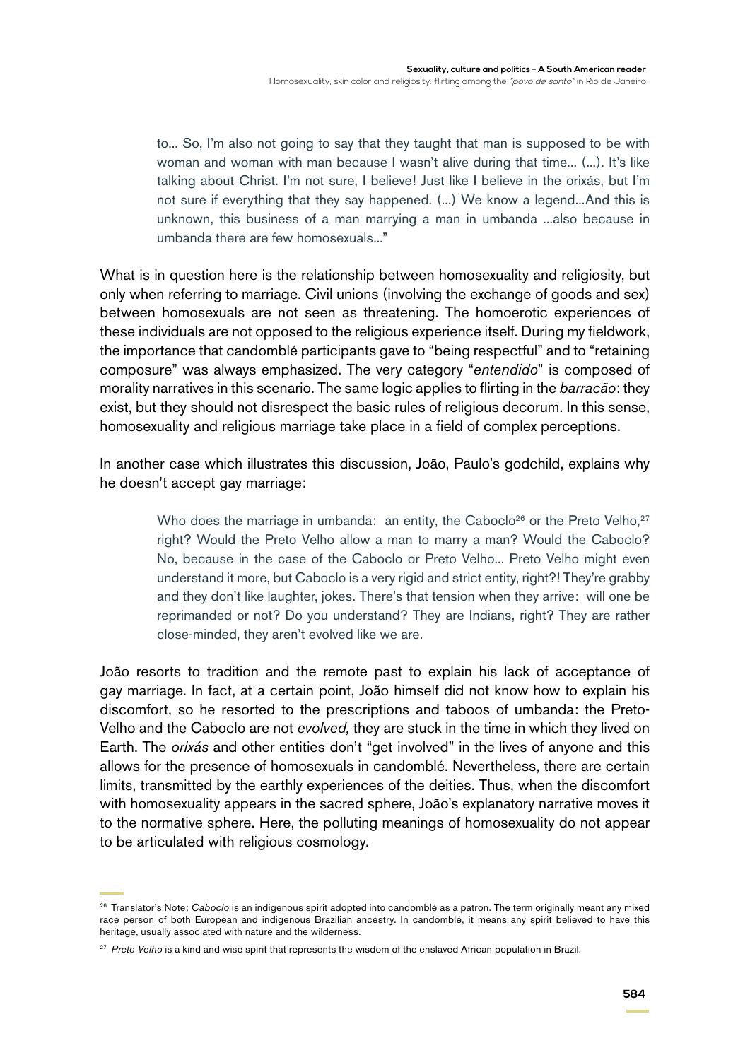> to... So, I'm also not going to say that they taught that man is supposed to be with woman and woman with man because I wasn't alive during that time... (...). It's like talking about Christ. I'm not sure, I believe! Just like I believe in the orixás, but I'm not sure if everything that they say happened. (...) We know a legend...And this is unknown, this business of a man marrying a man in umbanda ...also because in umbanda there are few homosexuals..."

What is in question here is the relationship between homosexuality and religiosity, but only when referring to marriage. Civil unions (involving the exchange of goods and sex) between homosexuals are not seen as threatening. The homoerotic experiences of these individuals are not opposed to the religious experience itself. During my fieldwork, the importance that candomblé participants gave to "being respectful" and to "retaining composure" was always emphasized. The very category "*entendido*" is composed of morality narratives in this scenario. The same logic applies to flirting in the *barracão*: they exist, but they should not disrespect the basic rules of religious decorum. In this sense, homosexuality and religious marriage take place in a field of complex perceptions.

In another case which illustrates this discussion, João, Paulo's godchild, explains why he doesn't accept gay marriage:

> Who does the marriage in umbanda: an entity, the Caboclo[26] or the Preto Velho,[27] right? Would the Preto Velho allow a man to marry a man? Would the Caboclo? No, because in the case of the Caboclo or Preto Velho... Preto Velho might even understand it more, but Caboclo is a very rigid and strict entity, right?! They're grabby and they don't like laughter, jokes. There's that tension when they arrive: will one be reprimanded or not? Do you understand? They are Indians, right? They are rather close-minded, they aren't evolved like we are.

João resorts to tradition and the remote past to explain his lack of acceptance of gay marriage. In fact, at a certain point, João himself did not know how to explain his discomfort, so he resorted to the prescriptions and taboos of umbanda: the Preto-Velho and the Caboclo are not *evolved,* they are stuck in the time in which they lived on Earth. The *orixás* and other entities don't "get involved" in the lives of anyone and this allows for the presence of homosexuals in candomblé. Nevertheless, there are certain limits, transmitted by the earthly experiences of the deities. Thus, when the discomfort with homosexuality appears in the sacred sphere, João's explanatory narrative moves it to the normative sphere. Here, the polluting meanings of homosexuality do not appear to be articulated with religious cosmology.

[26] Translator's Note: *Caboclo* is an indigenous spirit adopted into candomblé as a patron. The term originally meant any mixed race person of both European and indigenous Brazilian ancestry. In candomblé, it means any spirit believed to have this heritage, usually associated with nature and the wilderness.

[27] *Preto Velho* is a kind and wise spirit that represents the wisdom of the enslaved African population in Brazil.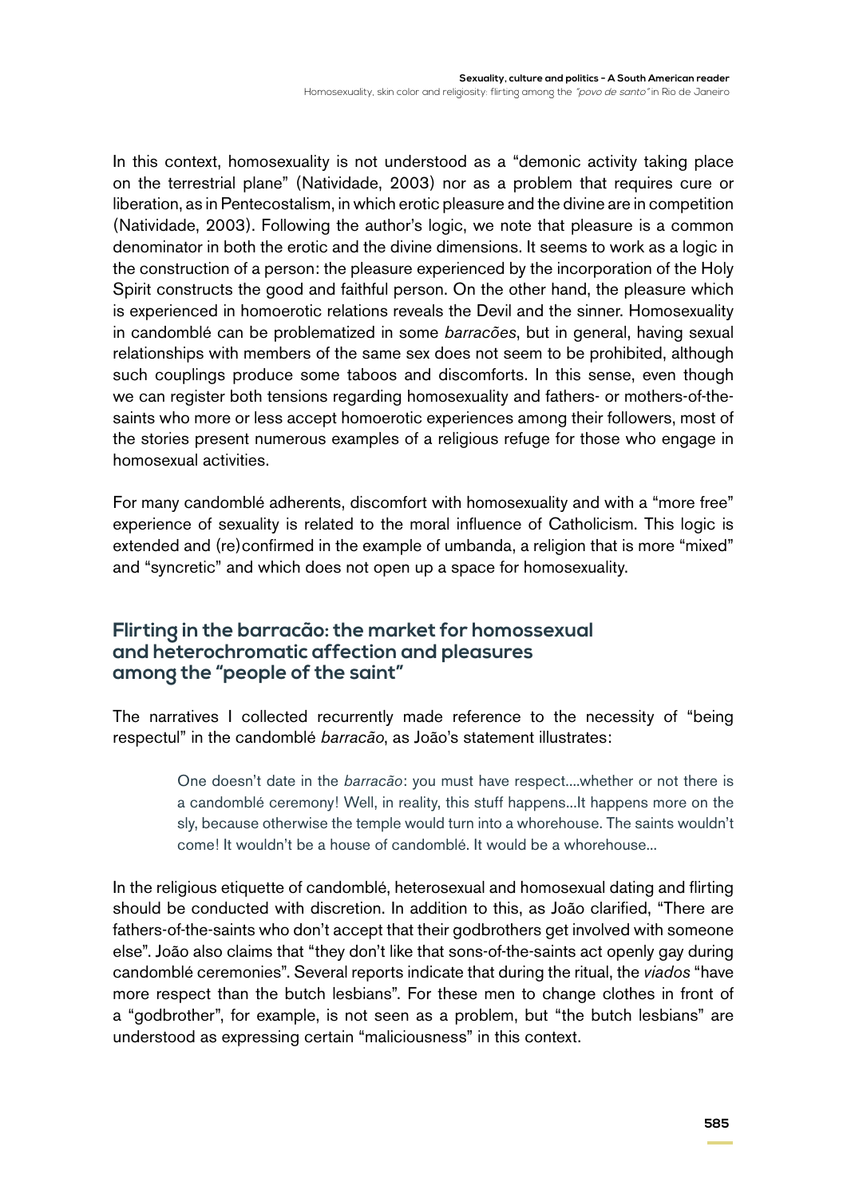In this context, homosexuality is not understood as a "demonic activity taking place on the terrestrial plane" (Natividade, 2003) nor as a problem that requires cure or liberation, as in Pentecostalism, in which erotic pleasure and the divine are in competition (Natividade, 2003). Following the author's logic, we note that pleasure is a common denominator in both the erotic and the divine dimensions. It seems to work as a logic in the construction of a person: the pleasure experienced by the incorporation of the Holy Spirit constructs the good and faithful person. On the other hand, the pleasure which is experienced in homoerotic relations reveals the Devil and the sinner. Homosexuality in candomblé can be problematized in some *barracões*, but in general, having sexual relationships with members of the same sex does not seem to be prohibited, although such couplings produce some taboos and discomforts. In this sense, even though we can register both tensions regarding homosexuality and fathers- or mothers-of-the-saints who more or less accept homoerotic experiences among their followers, most of the stories present numerous examples of a religious refuge for those who engage in homosexual activities.

For many candomblé adherents, discomfort with homosexuality and with a "more free" experience of sexuality is related to the moral influence of Catholicism. This logic is extended and (re)confirmed in the example of umbanda, a religion that is more "mixed" and "syncretic" and which does not open up a space for homosexuality.

## Flirting in the barracão: the market for homossexual and heterochromatic affection and pleasures among the "people of the saint"

The narratives I collected recurrently made reference to the necessity of "being respectul" in the candomblé *barracão*, as João's statement illustrates:

> One doesn't date in the *barracão*: you must have respect....whether or not there is a candomblé ceremony! Well, in reality, this stuff happens...It happens more on the sly, because otherwise the temple would turn into a whorehouse. The saints wouldn't come! It wouldn't be a house of candomblé. It would be a whorehouse...

In the religious etiquette of candomblé, heterosexual and homosexual dating and flirting should be conducted with discretion. In addition to this, as João clarified, "There are fathers-of-the-saints who don't accept that their godbrothers get involved with someone else". João also claims that "they don't like that sons-of-the-saints act openly gay during candomblé ceremonies". Several reports indicate that during the ritual, the *viados* "have more respect than the butch lesbians". For these men to change clothes in front of a "godbrother", for example, is not seen as a problem, but "the butch lesbians" are understood as expressing certain "maliciousness" in this context.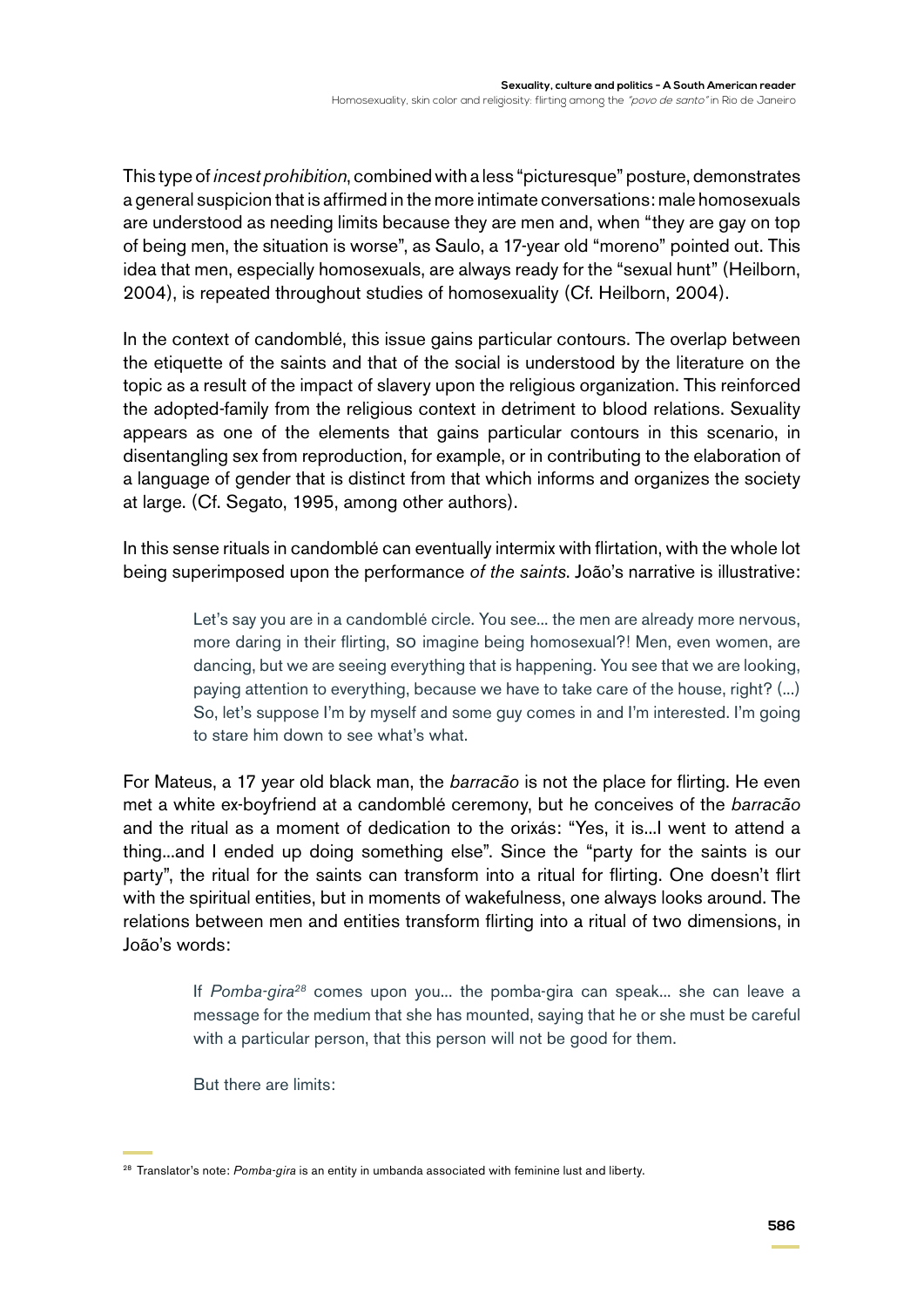This type of *incest prohibition*, combined with a less "picturesque" posture, demonstrates a general suspicion that is affirmed in the more intimate conversations: male homosexuals are understood as needing limits because they are men and, when "they are gay on top of being men, the situation is worse", as Saulo, a 17-year old "moreno" pointed out. This idea that men, especially homosexuals, are always ready for the "sexual hunt" (Heilborn, 2004), is repeated throughout studies of homosexuality (Cf. Heilborn, 2004).

In the context of candomblé, this issue gains particular contours. The overlap between the etiquette of the saints and that of the social is understood by the literature on the topic as a result of the impact of slavery upon the religious organization. This reinforced the adopted-family from the religious context in detriment to blood relations. Sexuality appears as one of the elements that gains particular contours in this scenario, in disentangling sex from reproduction, for example, or in contributing to the elaboration of a language of gender that is distinct from that which informs and organizes the society at large. (Cf. Segato, 1995, among other authors).

In this sense rituals in candomblé can eventually intermix with flirtation, with the whole lot being superimposed upon the performance *of the saints*. João's narrative is illustrative:

> Let's say you are in a candomblé circle. You see... the men are already more nervous, more daring in their flirting, so imagine being homosexual?! Men, even women, are dancing, but we are seeing everything that is happening. You see that we are looking, paying attention to everything, because we have to take care of the house, right? (...) So, let's suppose I'm by myself and some guy comes in and I'm interested. I'm going to stare him down to see what's what.

For Mateus, a 17 year old black man, the *barracão* is not the place for flirting. He even met a white ex-boyfriend at a candomblé ceremony, but he conceives of the *barracão* and the ritual as a moment of dedication to the orixás: "Yes, it is...I went to attend a thing...and I ended up doing something else". Since the "party for the saints is our party", the ritual for the saints can transform into a ritual for flirting. One doesn't flirt with the spiritual entities, but in moments of wakefulness, one always looks around. The relations between men and entities transform flirting into a ritual of two dimensions, in João's words:

> If *Pomba-gira*[28] comes upon you... the pomba-gira can speak... she can leave a message for the medium that she has mounted, saying that he or she must be careful with a particular person, that this person will not be good for them.
>
> But there are limits:

[28] Translator's note: *Pomba-gira* is an entity in umbanda associated with feminine lust and liberty.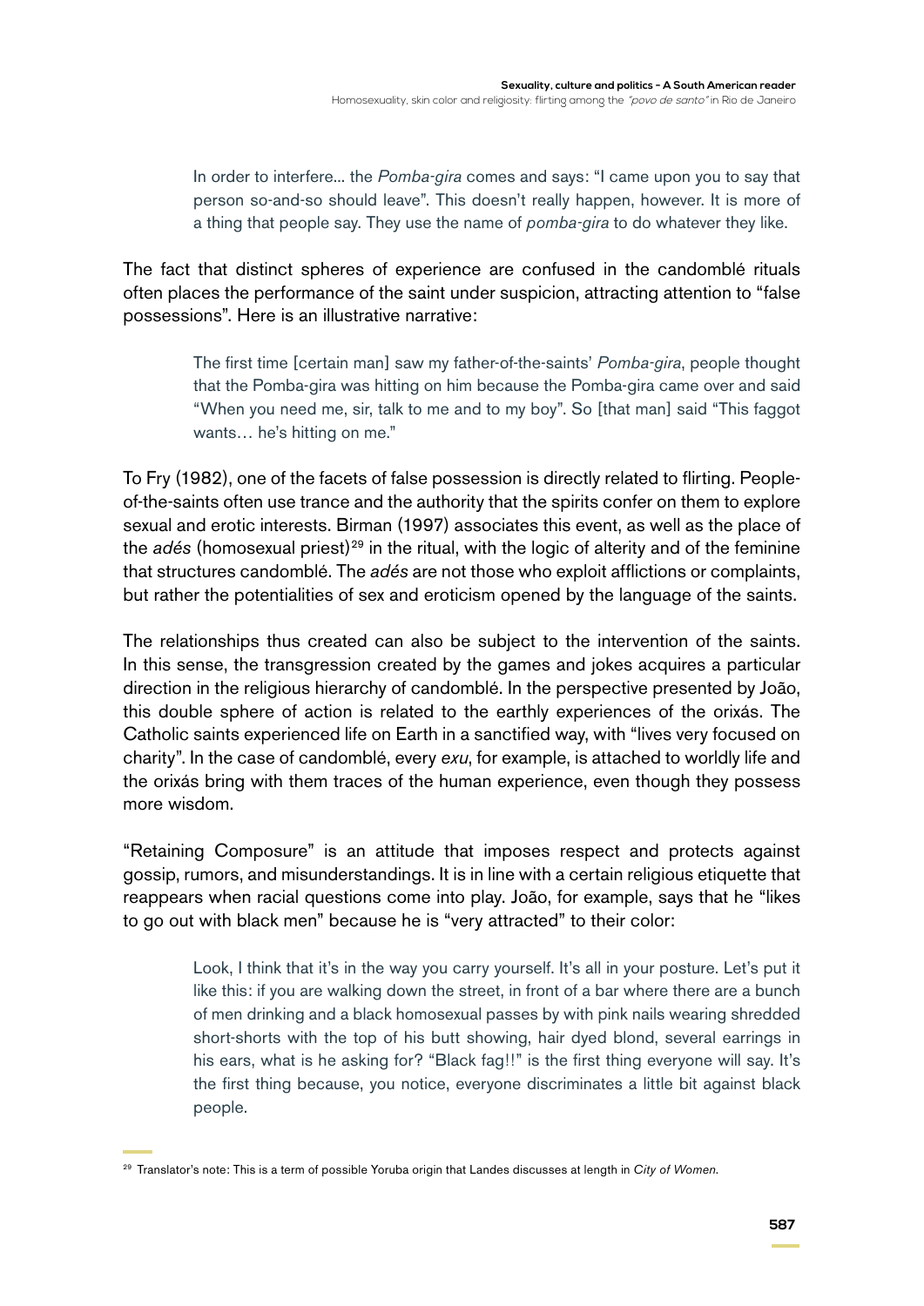> In order to interfere... the *Pomba-gira* comes and says: "I came upon you to say that person so-and-so should leave". This doesn't really happen, however. It is more of a thing that people say. They use the name of *pomba-gira* to do whatever they like.

The fact that distinct spheres of experience are confused in the candomblé rituals often places the performance of the saint under suspicion, attracting attention to "false possessions". Here is an illustrative narrative:

> The first time [certain man] saw my father-of-the-saints' *Pomba-gira*, people thought that the Pomba-gira was hitting on him because the Pomba-gira came over and said "When you need me, sir, talk to me and to my boy". So [that man] said "This faggot wants… he's hitting on me."

To Fry (1982), one of the facets of false possession is directly related to flirting. People-of-the-saints often use trance and the authority that the spirits confer on them to explore sexual and erotic interests. Birman (1997) associates this event, as well as the place of the *adés* (homosexual priest)[29] in the ritual, with the logic of alterity and of the feminine that structures candomblé. The *adés* are not those who exploit afflictions or complaints, but rather the potentialities of sex and eroticism opened by the language of the saints.

The relationships thus created can also be subject to the intervention of the saints. In this sense, the transgression created by the games and jokes acquires a particular direction in the religious hierarchy of candomblé. In the perspective presented by João, this double sphere of action is related to the earthly experiences of the orixás. The Catholic saints experienced life on Earth in a sanctified way, with "lives very focused on charity". In the case of candomblé, every *exu*, for example, is attached to worldly life and the orixás bring with them traces of the human experience, even though they possess more wisdom.

"Retaining Composure" is an attitude that imposes respect and protects against gossip, rumors, and misunderstandings. It is in line with a certain religious etiquette that reappears when racial questions come into play. João, for example, says that he "likes to go out with black men" because he is "very attracted" to their color:

> Look, I think that it's in the way you carry yourself. It's all in your posture. Let's put it like this: if you are walking down the street, in front of a bar where there are a bunch of men drinking and a black homosexual passes by with pink nails wearing shredded short-shorts with the top of his butt showing, hair dyed blond, several earrings in his ears, what is he asking for? "Black fag!!" is the first thing everyone will say. It's the first thing because, you notice, everyone discriminates a little bit against black people.

[29] Translator's note: This is a term of possible Yoruba origin that Landes discusses at length in *City of Women*.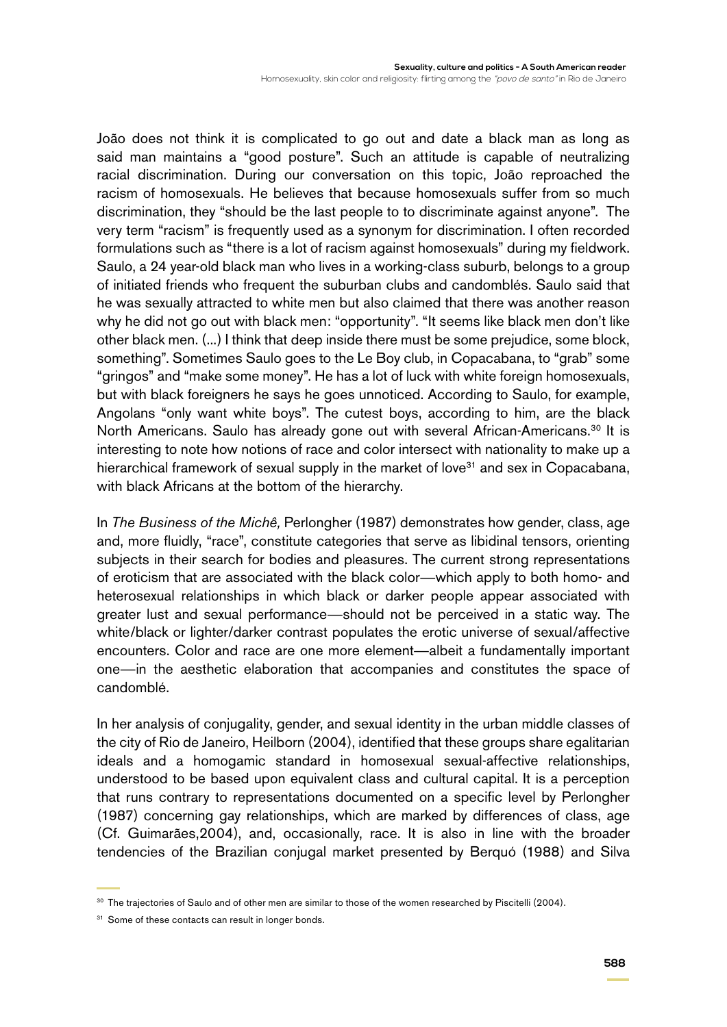João does not think it is complicated to go out and date a black man as long as said man maintains a "good posture". Such an attitude is capable of neutralizing racial discrimination. During our conversation on this topic, João reproached the racism of homosexuals. He believes that because homosexuals suffer from so much discrimination, they "should be the last people to to discriminate against anyone". The very term "racism" is frequently used as a synonym for discrimination. I often recorded formulations such as "there is a lot of racism against homosexuals" during my fieldwork. Saulo, a 24 year-old black man who lives in a working-class suburb, belongs to a group of initiated friends who frequent the suburban clubs and candomblés. Saulo said that he was sexually attracted to white men but also claimed that there was another reason why he did not go out with black men: "opportunity". "It seems like black men don't like other black men. (...) I think that deep inside there must be some prejudice, some block, something". Sometimes Saulo goes to the Le Boy club, in Copacabana, to "grab" some "gringos" and "make some money". He has a lot of luck with white foreign homosexuals, but with black foreigners he says he goes unnoticed. According to Saulo, for example, Angolans "only want white boys". The cutest boys, according to him, are the black North Americans. Saulo has already gone out with several African-Americans.[30] It is interesting to note how notions of race and color intersect with nationality to make up a hierarchical framework of sexual supply in the market of love[31] and sex in Copacabana, with black Africans at the bottom of the hierarchy.

In *The Business of the Michê,* Perlongher (1987) demonstrates how gender, class, age and, more fluidly, "race", constitute categories that serve as libidinal tensors, orienting subjects in their search for bodies and pleasures. The current strong representations of eroticism that are associated with the black color—which apply to both homo- and heterosexual relationships in which black or darker people appear associated with greater lust and sexual performance—should not be perceived in a static way. The white/black or lighter/darker contrast populates the erotic universe of sexual/affective encounters. Color and race are one more element—albeit a fundamentally important one—in the aesthetic elaboration that accompanies and constitutes the space of candomblé.

In her analysis of conjugality, gender, and sexual identity in the urban middle classes of the city of Rio de Janeiro, Heilborn (2004), identified that these groups share egalitarian ideals and a homogamic standard in homosexual sexual-affective relationships, understood to be based upon equivalent class and cultural capital. It is a perception that runs contrary to representations documented on a specific level by Perlongher (1987) concerning gay relationships, which are marked by differences of class, age (Cf. Guimarães,2004), and, occasionally, race. It is also in line with the broader tendencies of the Brazilian conjugal market presented by Berquó (1988) and Silva

---

[30] The trajectories of Saulo and of other men are similar to those of the women researched by Piscitelli (2004).

[31] Some of these contacts can result in longer bonds.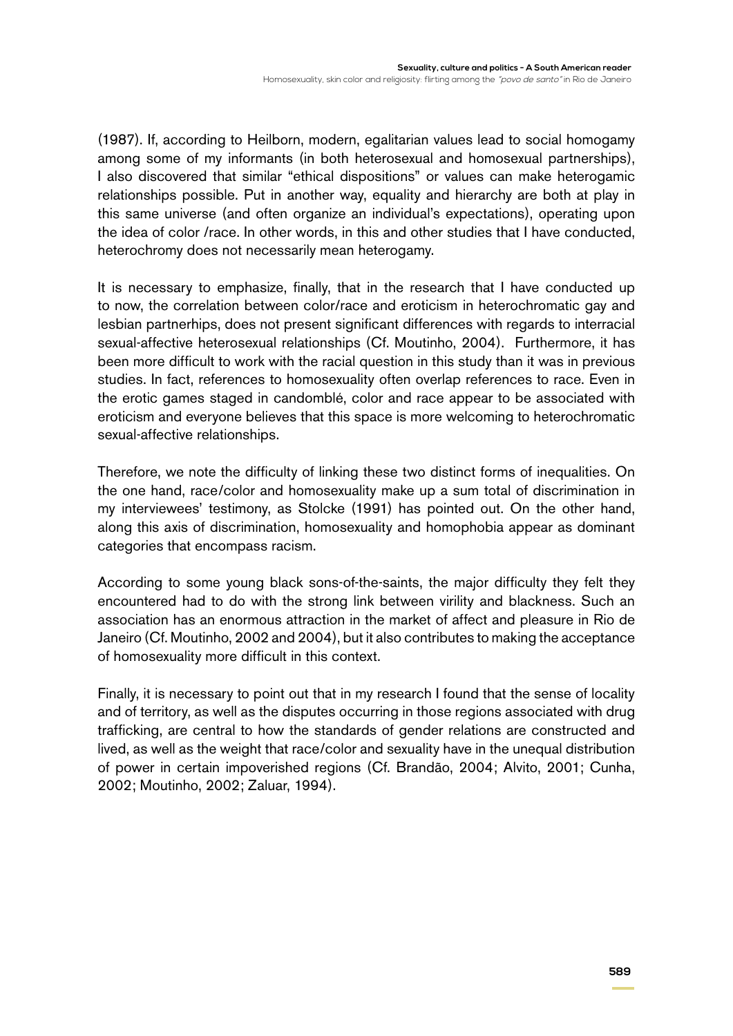(1987). If, according to Heilborn, modern, egalitarian values lead to social homogamy among some of my informants (in both heterosexual and homosexual partnerships), I also discovered that similar "ethical dispositions" or values can make heterogamic relationships possible. Put in another way, equality and hierarchy are both at play in this same universe (and often organize an individual's expectations), operating upon the idea of color /race. In other words, in this and other studies that I have conducted, heterochromy does not necessarily mean heterogamy.

It is necessary to emphasize, finally, that in the research that I have conducted up to now, the correlation between color/race and eroticism in heterochromatic gay and lesbian partnerhips, does not present significant differences with regards to interracial sexual-affective heterosexual relationships (Cf. Moutinho, 2004). Furthermore, it has been more difficult to work with the racial question in this study than it was in previous studies. In fact, references to homosexuality often overlap references to race. Even in the erotic games staged in candomblé, color and race appear to be associated with eroticism and everyone believes that this space is more welcoming to heterochromatic sexual-affective relationships.

Therefore, we note the difficulty of linking these two distinct forms of inequalities. On the one hand, race/color and homosexuality make up a sum total of discrimination in my interviewees' testimony, as Stolcke (1991) has pointed out. On the other hand, along this axis of discrimination, homosexuality and homophobia appear as dominant categories that encompass racism.

According to some young black sons-of-the-saints, the major difficulty they felt they encountered had to do with the strong link between virility and blackness. Such an association has an enormous attraction in the market of affect and pleasure in Rio de Janeiro (Cf. Moutinho, 2002 and 2004), but it also contributes to making the acceptance of homosexuality more difficult in this context.

Finally, it is necessary to point out that in my research I found that the sense of locality and of territory, as well as the disputes occurring in those regions associated with drug trafficking, are central to how the standards of gender relations are constructed and lived, as well as the weight that race/color and sexuality have in the unequal distribution of power in certain impoverished regions (Cf. Brandão, 2004; Alvito, 2001; Cunha, 2002; Moutinho, 2002; Zaluar, 1994).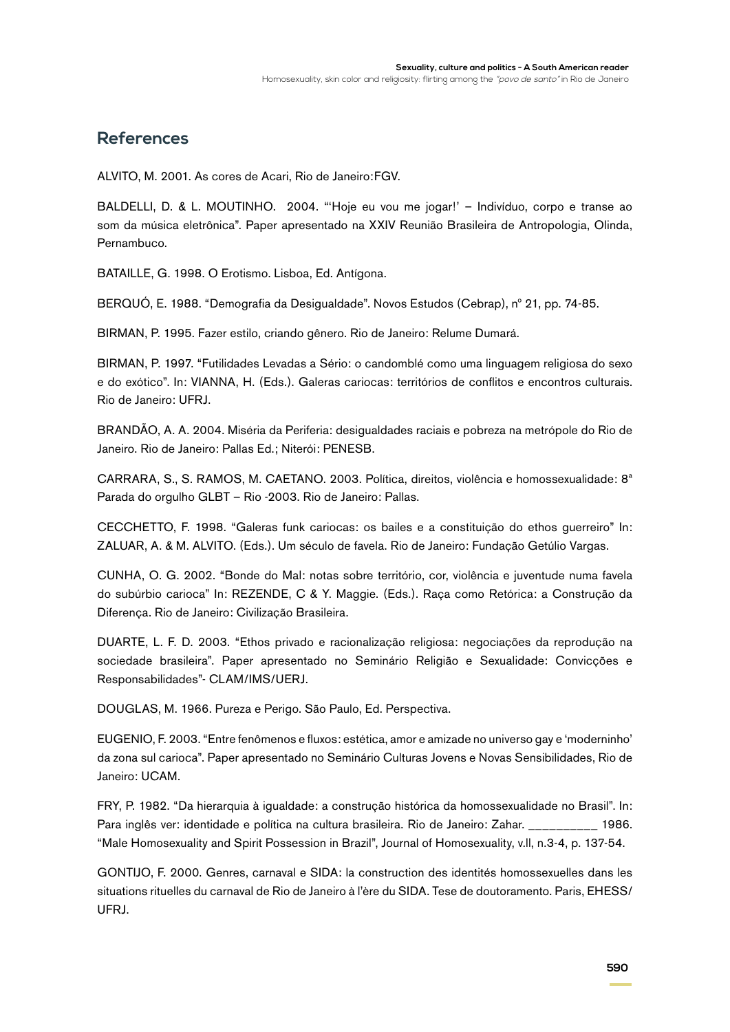## References

ALVITO, M. 2001. As cores de Acari, Rio de Janeiro:FGV.

BALDELLI, D. & L. MOUTINHO. 2004. "'Hoje eu vou me jogar!' – Indivíduo, corpo e transe ao som da música eletrônica". Paper apresentado na XXIV Reunião Brasileira de Antropologia, Olinda, Pernambuco.

BATAILLE, G. 1998. O Erotismo. Lisboa, Ed. Antígona.

BERQUÓ, E. 1988. "Demografia da Desigualdade". Novos Estudos (Cebrap), nº 21, pp. 74-85.

BIRMAN, P. 1995. Fazer estilo, criando gênero. Rio de Janeiro: Relume Dumará.

BIRMAN, P. 1997. "Futilidades Levadas a Sério: o candomblé como uma linguagem religiosa do sexo e do exótico". In: VIANNA, H. (Eds.). Galeras cariocas: territórios de conflitos e encontros culturais. Rio de Janeiro: UFRJ.

BRANDÃO, A. A. 2004. Miséria da Periferia: desigualdades raciais e pobreza na metrópole do Rio de Janeiro. Rio de Janeiro: Pallas Ed.; Niterói: PENESB.

CARRARA, S., S. RAMOS, M. CAETANO. 2003. Política, direitos, violência e homossexualidade: 8ª Parada do orgulho GLBT – Rio -2003. Rio de Janeiro: Pallas.

CECCHETTO, F. 1998. "Galeras funk cariocas: os bailes e a constituição do ethos guerreiro" In: ZALUAR, A. & M. ALVITO. (Eds.). Um século de favela. Rio de Janeiro: Fundação Getúlio Vargas.

CUNHA, O. G. 2002. "Bonde do Mal: notas sobre território, cor, violência e juventude numa favela do subúrbio carioca" In: REZENDE, C & Y. Maggie. (Eds.). Raça como Retórica: a Construção da Diferença. Rio de Janeiro: Civilização Brasileira.

DUARTE, L. F. D. 2003. "Ethos privado e racionalização religiosa: negociações da reprodução na sociedade brasileira". Paper apresentado no Seminário Religião e Sexualidade: Convicções e Responsabilidades"- CLAM/IMS/UERJ.

DOUGLAS, M. 1966. Pureza e Perigo. São Paulo, Ed. Perspectiva.

EUGENIO, F. 2003. "Entre fenômenos e fluxos: estética, amor e amizade no universo gay e 'moderninho' da zona sul carioca". Paper apresentado no Seminário Culturas Jovens e Novas Sensibilidades, Rio de Janeiro: UCAM.

FRY, P. 1982. "Da hierarquia à igualdade: a construção histórica da homossexualidade no Brasil". In: Para inglês ver: identidade e política na cultura brasileira. Rio de Janeiro: Zahar. __________ 1986. "Male Homosexuality and Spirit Possession in Brazil", Journal of Homosexuality, v.ll, n.3-4, p. 137-54.

GONTIJO, F. 2000. Genres, carnaval e SIDA: la construction des identités homossexuelles dans les situations rituelles du carnaval de Rio de Janeiro à l'ère du SIDA. Tese de doutoramento. Paris, EHESS/ UFRJ.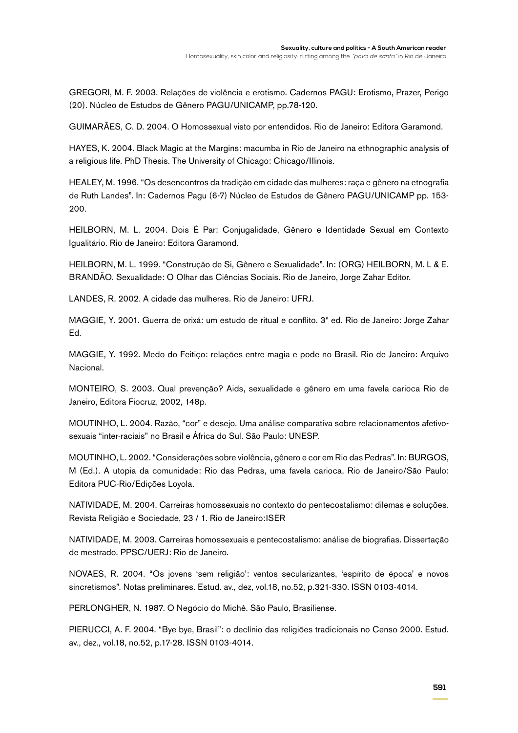GREGORI, M. F. 2003. Relações de violência e erotismo. Cadernos PAGU: Erotismo, Prazer, Perigo (20). Núcleo de Estudos de Gênero PAGU/UNICAMP, pp.78-120.

GUIMARÃES, C. D. 2004. O Homossexual visto por entendidos. Rio de Janeiro: Editora Garamond.

HAYES, K. 2004. Black Magic at the Margins: macumba in Rio de Janeiro na ethnographic analysis of a religious life. PhD Thesis. The University of Chicago: Chicago/Illinois.

HEALEY, M. 1996. "Os desencontros da tradição em cidade das mulheres: raça e gênero na etnografia de Ruth Landes". In: Cadernos Pagu (6-7) Núcleo de Estudos de Gênero PAGU/UNICAMP pp. 153-200.

HEILBORN, M. L. 2004. Dois É Par: Conjugalidade, Gênero e Identidade Sexual em Contexto Igualitário. Rio de Janeiro: Editora Garamond.

HEILBORN, M. L. 1999. "Construção de Si, Gênero e Sexualidade". In: (ORG) HEILBORN, M. L & E. BRANDÃO. Sexualidade: O Olhar das Ciências Sociais. Rio de Janeiro, Jorge Zahar Editor.

LANDES, R. 2002. A cidade das mulheres. Rio de Janeiro: UFRJ.

MAGGIE, Y. 2001. Guerra de orixá: um estudo de ritual e conflito. 3ª ed. Rio de Janeiro: Jorge Zahar Ed.

MAGGIE, Y. 1992. Medo do Feitiço: relações entre magia e pode no Brasil. Rio de Janeiro: Arquivo Nacional.

MONTEIRO, S. 2003. Qual prevenção? Aids, sexualidade e gênero em uma favela carioca Rio de Janeiro, Editora Fiocruz, 2002, 148p.

MOUTINHO, L. 2004. Razão, "cor" e desejo. Uma análise comparativa sobre relacionamentos afetivo-sexuais "inter-raciais" no Brasil e África do Sul. São Paulo: UNESP.

MOUTINHO, L. 2002. "Considerações sobre violência, gênero e cor em Rio das Pedras". In: BURGOS, M (Ed.). A utopia da comunidade: Rio das Pedras, uma favela carioca, Rio de Janeiro/São Paulo: Editora PUC-Rio/Edições Loyola.

NATIVIDADE, M. 2004. Carreiras homossexuais no contexto do pentecostalismo: dilemas e soluções. Revista Religião e Sociedade, 23 / 1. Rio de Janeiro:ISER

NATIVIDADE, M. 2003. Carreiras homossexuais e pentecostalismo: análise de biografias. Dissertação de mestrado. PPSC/UERJ: Rio de Janeiro.

NOVAES, R. 2004. "Os jovens 'sem religião': ventos secularizantes, 'espírito de época' e novos sincretismos". Notas preliminares. Estud. av., dez, vol.18, no.52, p.321-330. ISSN 0103-4014.

PERLONGHER, N. 1987. O Negócio do Michê. São Paulo, Brasiliense.

PIERUCCI, A. F. 2004. "Bye bye, Brasil": o declínio das religiões tradicionais no Censo 2000. Estud. av., dez., vol.18, no.52, p.17-28. ISSN 0103-4014.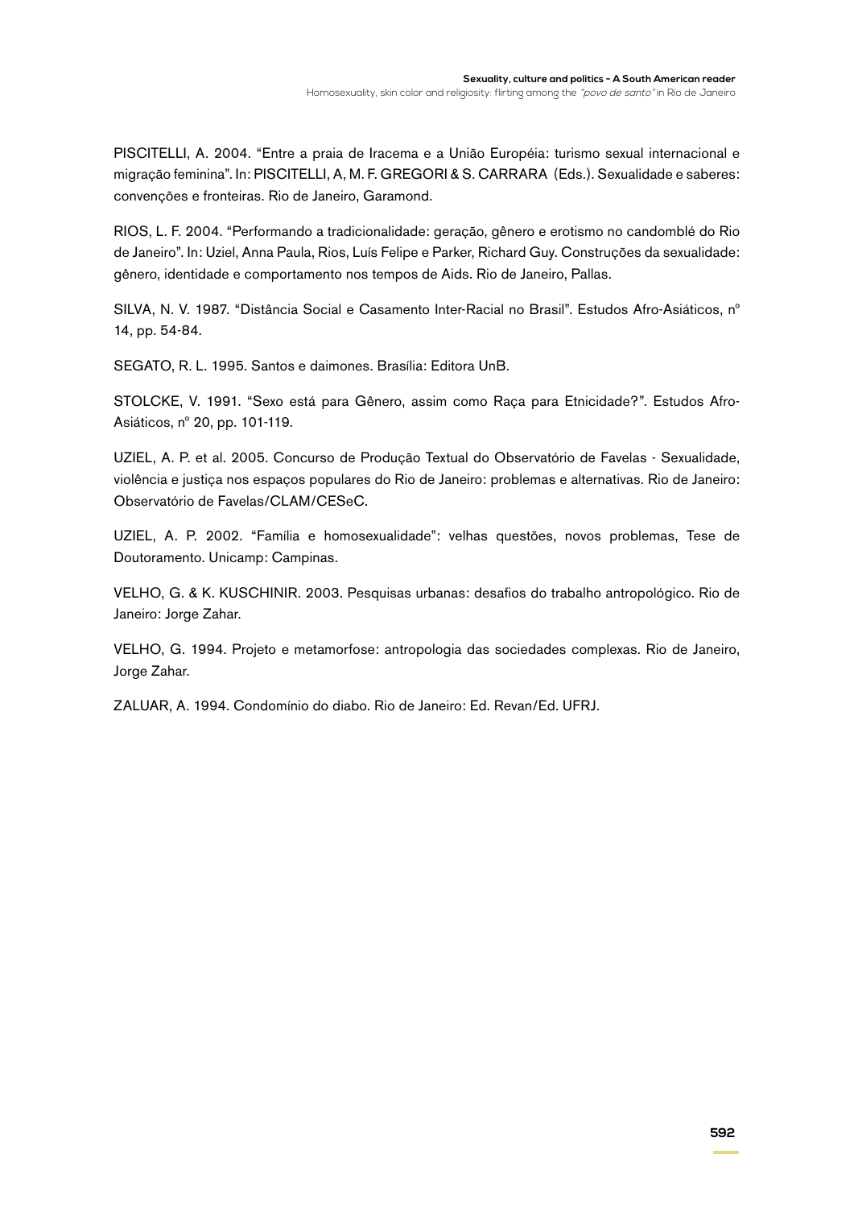PISCITELLI, A. 2004. "Entre a praia de Iracema e a União Européia: turismo sexual internacional e migração feminina". In: PISCITELLI, A, M. F. GREGORI & S. CARRARA (Eds.). Sexualidade e saberes: convenções e fronteiras. Rio de Janeiro, Garamond.

RIOS, L. F. 2004. "Performando a tradicionalidade: geração, gênero e erotismo no candomblé do Rio de Janeiro". In: Uziel, Anna Paula, Rios, Luís Felipe e Parker, Richard Guy. Construções da sexualidade: gênero, identidade e comportamento nos tempos de Aids. Rio de Janeiro, Pallas.

SILVA, N. V. 1987. "Distância Social e Casamento Inter-Racial no Brasil". Estudos Afro-Asiáticos, nº 14, pp. 54-84.

SEGATO, R. L. 1995. Santos e daimones. Brasília: Editora UnB.

STOLCKE, V. 1991. "Sexo está para Gênero, assim como Raça para Etnicidade?". Estudos Afro-Asiáticos, nº 20, pp. 101-119.

UZIEL, A. P. et al. 2005. Concurso de Produção Textual do Observatório de Favelas - Sexualidade, violência e justiça nos espaços populares do Rio de Janeiro: problemas e alternativas. Rio de Janeiro: Observatório de Favelas/CLAM/CESeC.

UZIEL, A. P. 2002. "Família e homosexualidade": velhas questões, novos problemas, Tese de Doutoramento. Unicamp: Campinas.

VELHO, G. & K. KUSCHINIR. 2003. Pesquisas urbanas: desafios do trabalho antropológico. Rio de Janeiro: Jorge Zahar.

VELHO, G. 1994. Projeto e metamorfose: antropologia das sociedades complexas. Rio de Janeiro, Jorge Zahar.

ZALUAR, A. 1994. Condomínio do diabo. Rio de Janeiro: Ed. Revan/Ed. UFRJ.